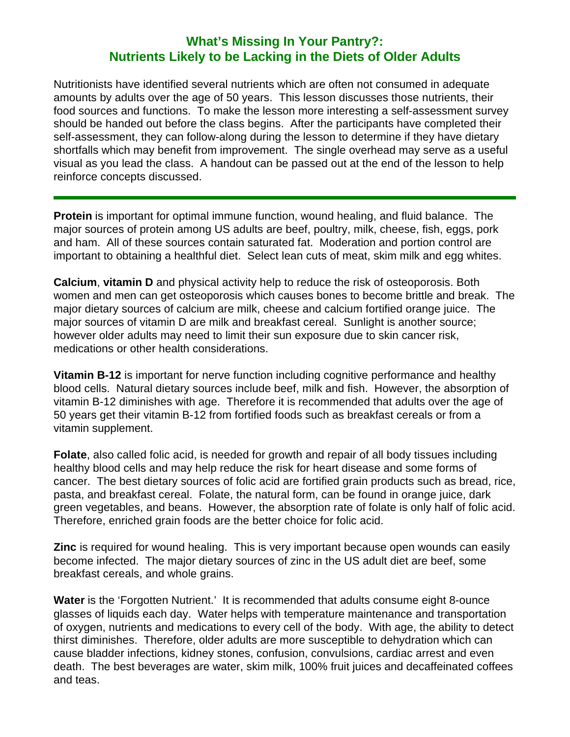# What's Missing In Your Pantry?: Nutrients Likely to be Lacking in the Diets of Older Adults

Nutritionists have identified several nutrients which are often not consumed in adequate amounts by adults over the age of 50 years. This lesson discusses those nutrients, their food sources and functions. To make the lesson more interesting a self-assessment survey should be handed out before the class begins. After the participants have completed their self-assessment, they can follow-along during the lesson to determine if they have dietary shortfalls which may benefit from improvement. The single overhead may serve as a useful visual as you lead the class. A handout can be passed out at the end of the lesson to help reinforce concepts discussed.

---

**Protein** is important for optimal immune function, wound healing, and fluid balance. The major sources of protein among US adults are beef, poultry, milk, cheese, fish, eggs, pork and ham. All of these sources contain saturated fat. Moderation and portion control are important to obtaining a healthful diet. Select lean cuts of meat, skim milk and egg whites.

**Calcium**, **vitamin D** and physical activity help to reduce the risk of osteoporosis. Both women and men can get osteoporosis which causes bones to become brittle and break. The major dietary sources of calcium are milk, cheese and calcium fortified orange juice. The major sources of vitamin D are milk and breakfast cereal. Sunlight is another source; however older adults may need to limit their sun exposure due to skin cancer risk, medications or other health considerations.

**Vitamin B-12** is important for nerve function including cognitive performance and healthy blood cells. Natural dietary sources include beef, milk and fish. However, the absorption of vitamin B-12 diminishes with age. Therefore it is recommended that adults over the age of 50 years get their vitamin B-12 from fortified foods such as breakfast cereals or from a vitamin supplement.

**Folate**, also called folic acid, is needed for growth and repair of all body tissues including healthy blood cells and may help reduce the risk for heart disease and some forms of cancer. The best dietary sources of folic acid are fortified grain products such as bread, rice, pasta, and breakfast cereal. Folate, the natural form, can be found in orange juice, dark green vegetables, and beans. However, the absorption rate of folate is only half of folic acid. Therefore, enriched grain foods are the better choice for folic acid.

**Zinc** is required for wound healing. This is very important because open wounds can easily become infected. The major dietary sources of zinc in the US adult diet are beef, some breakfast cereals, and whole grains.

**Water** is the 'Forgotten Nutrient.' It is recommended that adults consume eight 8-ounce glasses of liquids each day. Water helps with temperature maintenance and transportation of oxygen, nutrients and medications to every cell of the body. With age, the ability to detect thirst diminishes. Therefore, older adults are more susceptible to dehydration which can cause bladder infections, kidney stones, confusion, convulsions, cardiac arrest and even death. The best beverages are water, skim milk, 100% fruit juices and decaffeinated coffees and teas.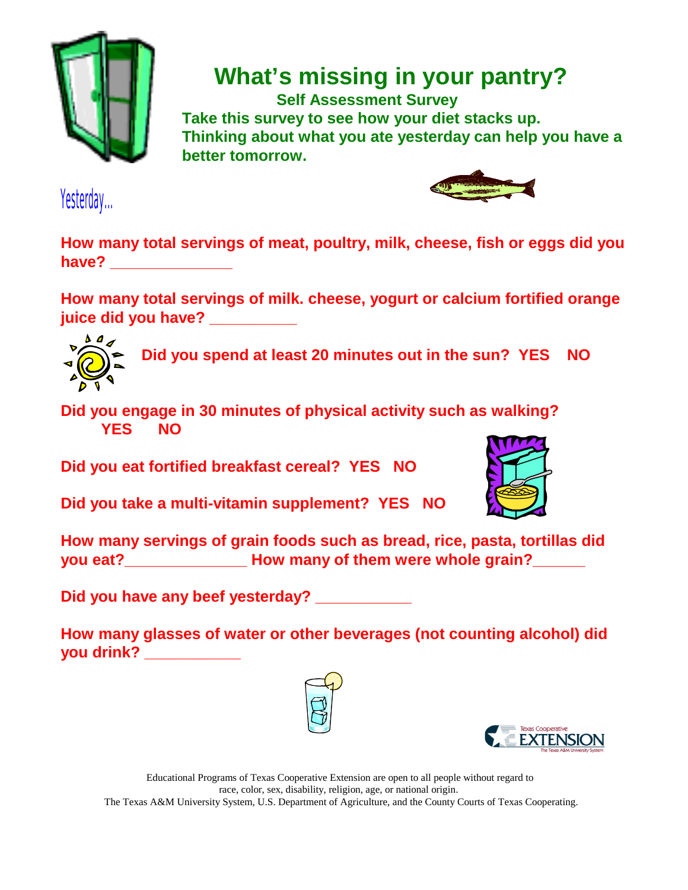# What's missing in your pantry?

## Self Assessment Survey

**Take this survey to see how your diet stacks up. Thinking about what you ate yesterday can help you have a better tomorrow.**

Yesterday...

**How many total servings of meat, poultry, milk, cheese, fish or eggs did you have? _____________**

**How many total servings of milk. cheese, yogurt or calcium fortified orange juice did you have? __________**

**Did you spend at least 20 minutes out in the sun? YES NO**

**Did you engage in 30 minutes of physical activity such as walking? YES NO**

**Did you eat fortified breakfast cereal? YES NO**

**Did you take a multi-vitamin supplement? YES NO**

**How many servings of grain foods such as bread, rice, pasta, tortillas did you eat?______________ How many of them were whole grain?______**

**Did you have any beef yesterday? ___________**

**How many glasses of water or other beverages (not counting alcohol) did you drink? ___________**

Texas Cooperative EXTENSION
The Texas A&M University System

Educational Programs of Texas Cooperative Extension are open to all people without regard to race, color, sex, disability, religion, age, or national origin.
The Texas A&M University System, U.S. Department of Agriculture, and the County Courts of Texas Cooperating.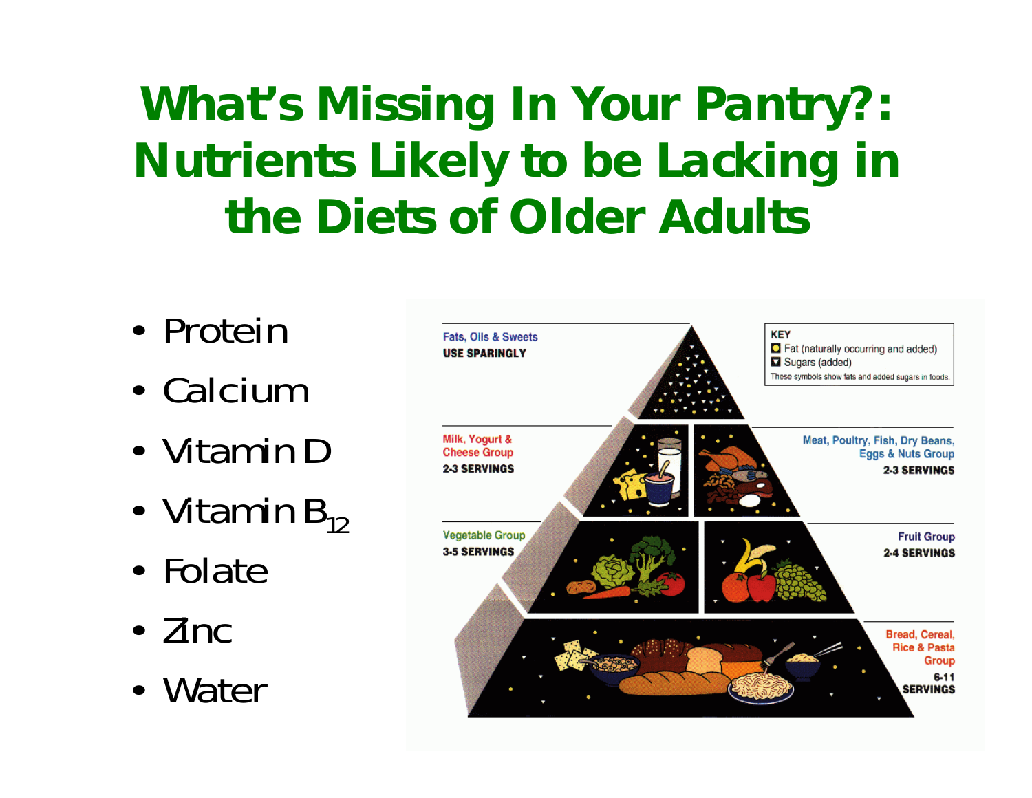# What's Missing In Your Pantry?: Nutrients Likely to be Lacking in the Diets of Older Adults

- Protein
- Calcium
- Vitamin D
- Vitamin $B_{12}$
- Folate
- Zinc
- Water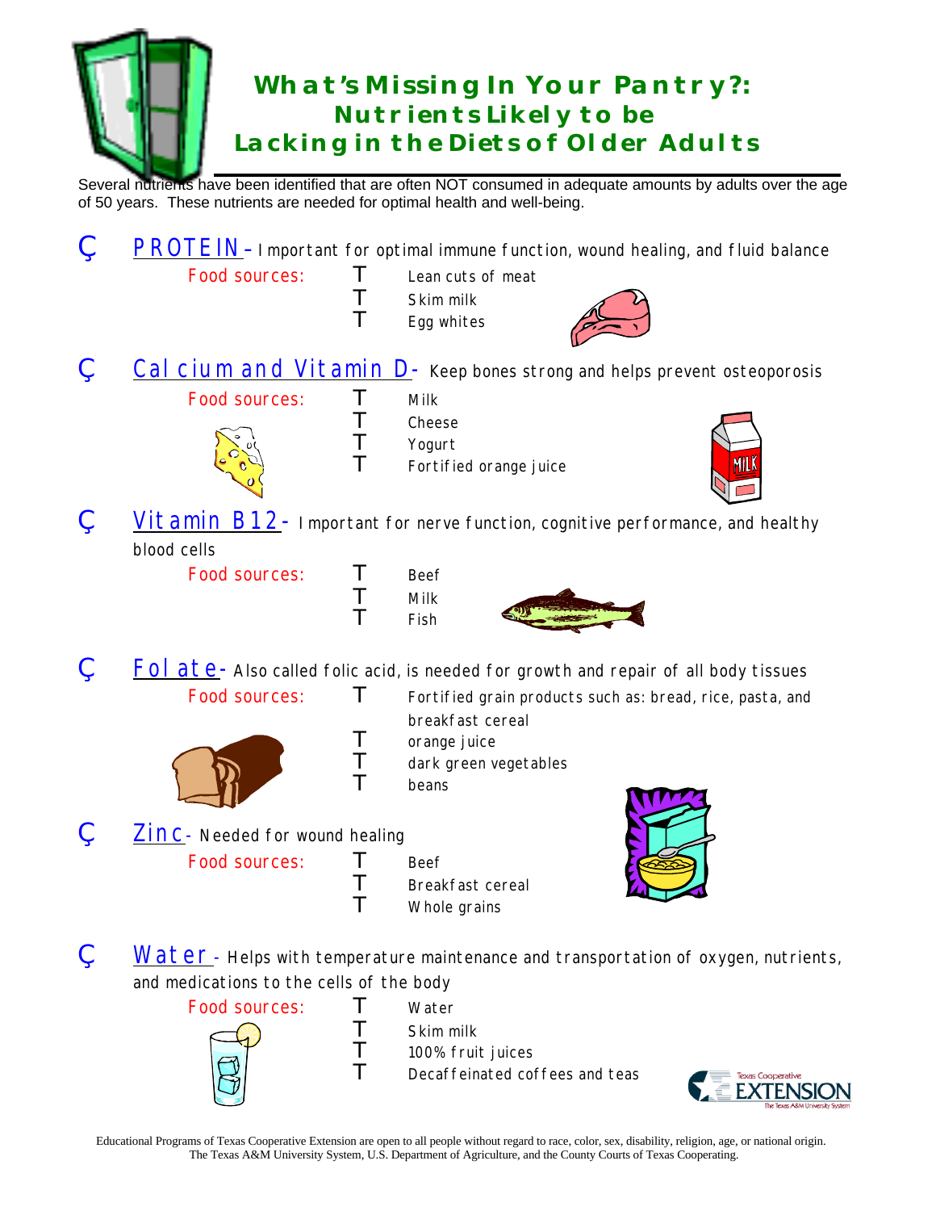# What's Missing In Your Pantry?: Nutrients Likely to be Lacking in the Diets of Older Adults

Several nutrients have been identified that are often NOT consumed in adequate amounts by adults over the age of 50 years. These nutrients are needed for optimal health and well-being.

- **PROTEIN** – Important for optimal immune function, wound healing, and fluid balance
  - Food sources:
    - Lean cuts of meat
    - Skim milk
    - Egg whites

- **Calcium and Vitamin D** - Keep bones strong and helps prevent osteoporosis
  - Food sources:
    - Milk
    - Cheese
    - Yogurt
    - Fortified orange juice

- **Vitamin B12** - Important for nerve function, cognitive performance, and healthy blood cells
  - Food sources:
    - Beef
    - Milk
    - Fish

- **Folate** - Also called folic acid, is needed for growth and repair of all body tissues
  - Food sources:
    - Fortified grain products such as: bread, rice, pasta, and breakfast cereal
    - orange juice
    - dark green vegetables
    - beans

- **Zinc** - Needed for wound healing
  - Food sources:
    - Beef
    - Breakfast cereal
    - Whole grains

- **Water** - Helps with temperature maintenance and transportation of oxygen, nutrients, and medications to the cells of the body
  - Food sources:
    - Water
    - Skim milk
    - 100% fruit juices
    - Decaffeinated coffees and teas

Texas Cooperative Extension
The Texas A&M University System

Educational Programs of Texas Cooperative Extension are open to all people without regard to race, color, sex, disability, religion, age, or national origin. The Texas A&M University System, U.S. Department of Agriculture, and the County Courts of Texas Cooperating.